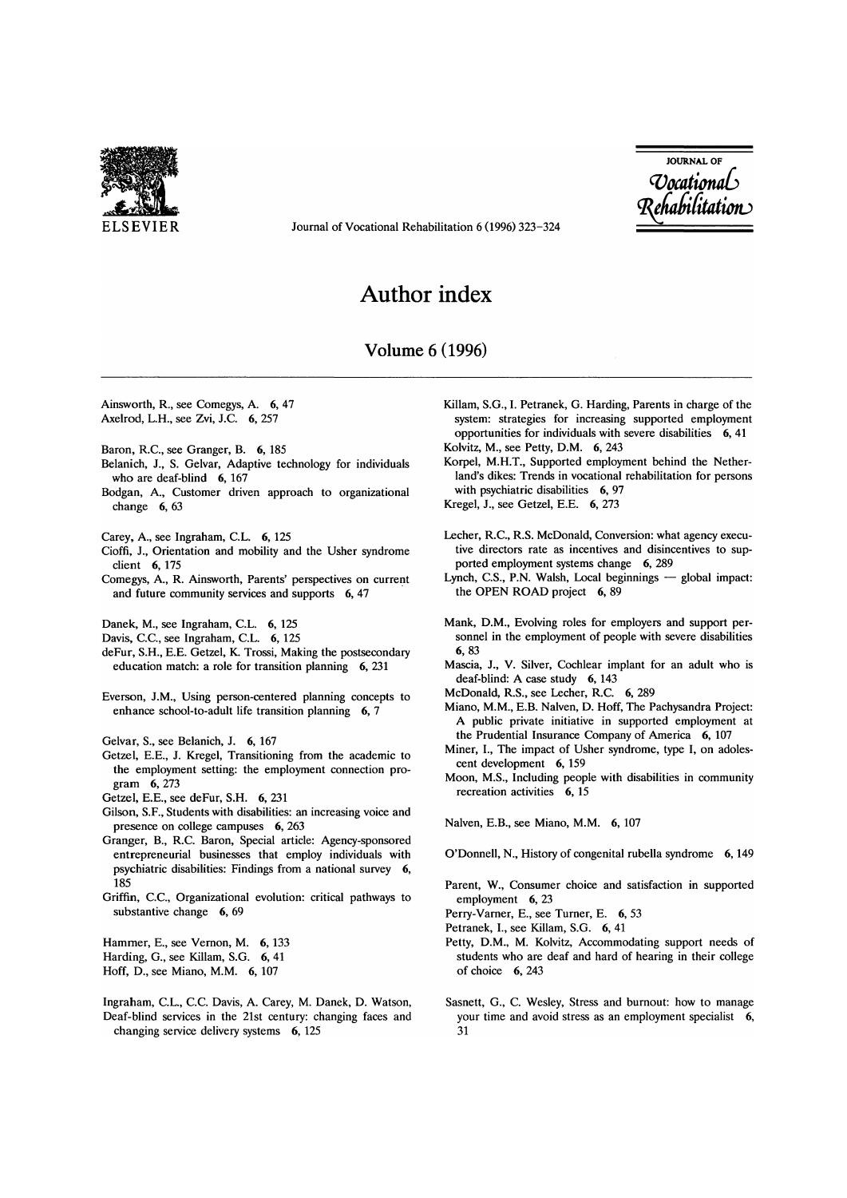# Author index

## Volume 6 (1996)

Ainsworth, R., see Comegys, A. **6**, 47
Axelrod, L.H., see Zvi, J.C. **6**, 257

Baron, R.C., see Granger, B. **6**, 185
Belanich, J., S. Gelvar, Adaptive technology for individuals who are deaf-blind **6**, 167
Bodgan, A., Customer driven approach to organizational change **6**, 63

Carey, A., see Ingraham, C.L. **6**, 125
Cioffi, J., Orientation and mobility and the Usher syndrome client **6**, 175
Comegys, A., R. Ainsworth, Parents' perspectives on current and future community services and supports **6**, 47

Danek, M., see Ingraham, C.L. **6**, 125
Davis, C.C., see Ingraham, C.L. **6**, 125
deFur, S.H., E.E. Getzel, K. Trossi, Making the postsecondary education match: a role for transition planning **6**, 231

Everson, J.M., Using person-centered planning concepts to enhance school-to-adult life transition planning **6**, 7

Gelvar, S., see Belanich, J. **6**, 167
Getzel, E.E., J. Kregel, Transitioning from the academic to the employment setting: the employment connection program **6**, 273
Getzel, E.E., see deFur, S.H. **6**, 231
Gilson, S.F., Students with disabilities: an increasing voice and presence on college campuses **6**, 263
Granger, B., R.C. Baron, Special article: Agency-sponsored entrepreneurial businesses that employ individuals with psychiatric disabilities: Findings from a national survey **6**, 185
Griffin, C.C., Organizational evolution: critical pathways to substantive change **6**, 69

Hammer, E., see Vernon, M. **6**, 133
Harding, G., see Killam, S.G. **6**, 41
Hoff, D., see Miano, M.M. **6**, 107

Ingraham, C.L., C.C. Davis, A. Carey, M. Danek, D. Watson, Deaf-blind services in the 21st century: changing faces and changing service delivery systems **6**, 125

Killam, S.G., I. Petranek, G. Harding, Parents in charge of the system: strategies for increasing supported employment opportunities for individuals with severe disabilities **6**, 41
Kolvitz, M., see Petty, D.M. **6**, 243
Korpel, M.H.T., Supported employment behind the Netherland's dikes: Trends in vocational rehabilitation for persons with psychiatric disabilities **6**, 97
Kregel, J., see Getzel, E.E. **6**, 273

Lecher, R.C., R.S. McDonald, Conversion: what agency executive directors rate as incentives and disincentives to supported employment systems change **6**, 289
Lynch, C.S., P.N. Walsh, Local beginnings — global impact: the OPEN ROAD project **6**, 89

Mank, D.M., Evolving roles for employers and support personnel in the employment of people with severe disabilities **6**, 83
Mascia, J., V. Silver, Cochlear implant for an adult who is deaf-blind: A case study **6**, 143
McDonald, R.S., see Lecher, R.C. **6**, 289
Miano, M.M., E.B. Nalven, D. Hoff, The Pachysandra Project: A public private initiative in supported employment at the Prudential Insurance Company of America **6**, 107
Miner, I., The impact of Usher syndrome, type I, on adolescent development **6**, 159
Moon, M.S., Including people with disabilities in community recreation activities **6**, 15

Nalven, E.B., see Miano, M.M. **6**, 107

O'Donnell, N., History of congenital rubella syndrome **6**, 149

Parent, W., Consumer choice and satisfaction in supported employment **6**, 23
Perry-Varner, E., see Turner, E. **6**, 53
Petranek, I., see Killam, S.G. **6**, 41
Petty, D.M., M. Kolvitz, Accommodating support needs of students who are deaf and hard of hearing in their college of choice **6**, 243

Sasnett, G., C. Wesley, Stress and burnout: how to manage your time and avoid stress as an employment specialist **6**, 31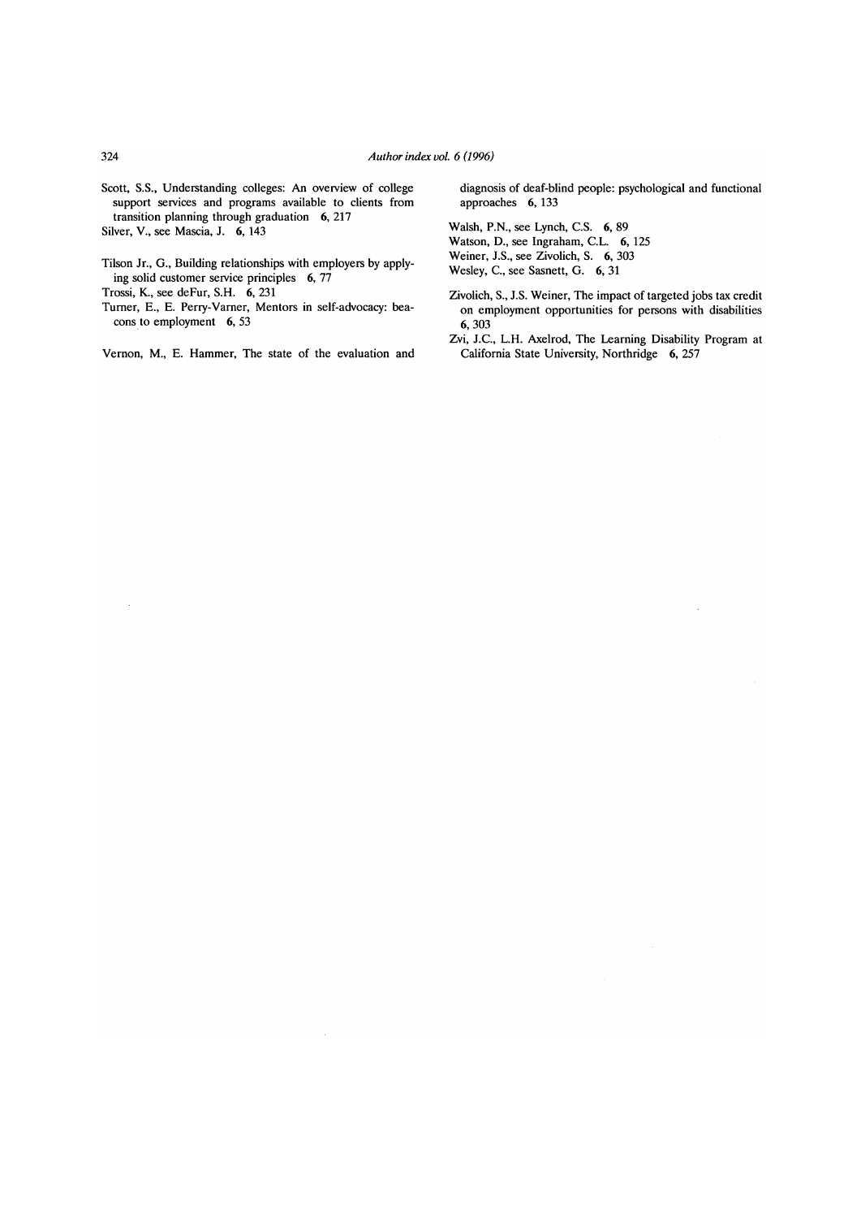Scott, S.S., Understanding colleges: An overview of college support services and programs available to clients from transition planning through graduation **6**, 217

Silver, V., see Mascia, J. **6**, 143

Tilson Jr., G., Building relationships with employers by applying solid customer service principles **6**, 77

Trossi, K., see deFur, S.H. **6**, 231

Turner, E., E. Perry-Varner, Mentors in self-advocacy: beacons to employment **6**, 53

Vernon, M., E. Hammer, The state of the evaluation and diagnosis of deaf-blind people: psychological and functional approaches **6**, 133

Walsh, P.N., see Lynch, C.S. **6**, 89

Watson, D., see Ingraham, C.L. **6**, 125

Weiner, J.S., see Zivolich, S. **6**, 303

Wesley, C., see Sasnett, G. **6**, 31

Zivolich, S., J.S. Weiner, The impact of targeted jobs tax credit on employment opportunities for persons with disabilities **6**, 303

Zvi, J.C., L.H. Axelrod, The Learning Disability Program at California State University, Northridge **6**, 257